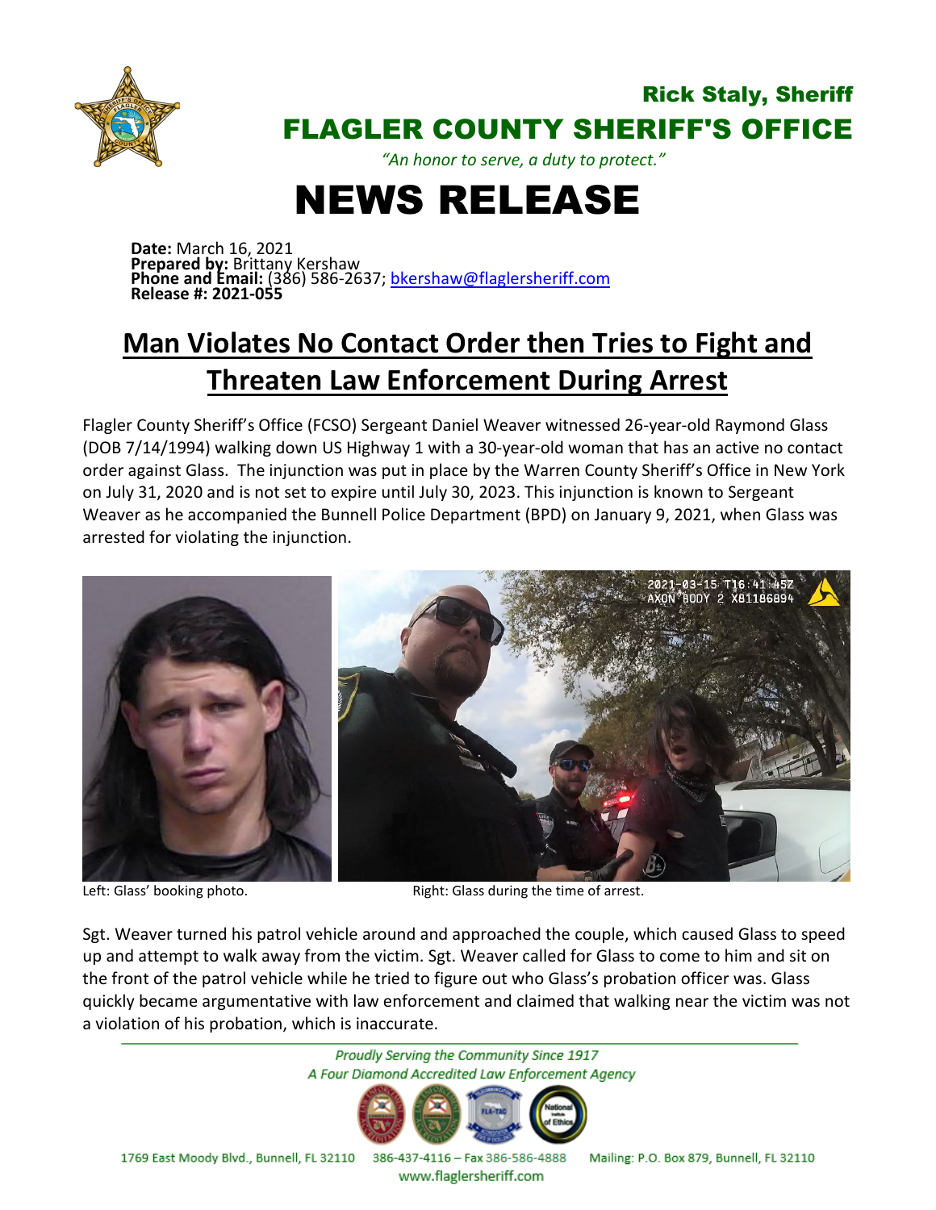Rick Staly, Sheriff

# FLAGLER COUNTY SHERIFF'S OFFICE

*"An honor to serve, a duty to protect."*

# NEWS RELEASE

**Date:** March 16, 2021
**Prepared by:** Brittany Kershaw
**Phone and Email:** (386) 586-2637; bkershaw@flaglersheriff.com
**Release #: 2021-055**

## Man Violates No Contact Order then Tries to Fight and Threaten Law Enforcement During Arrest

Flagler County Sheriff's Office (FCSO) Sergeant Daniel Weaver witnessed 26-year-old Raymond Glass (DOB 7/14/1994) walking down US Highway 1 with a 30-year-old woman that has an active no contact order against Glass. The injunction was put in place by the Warren County Sheriff's Office in New York on July 31, 2020 and is not set to expire until July 30, 2023. This injunction is known to Sergeant Weaver as he accompanied the Bunnell Police Department (BPD) on January 9, 2021, when Glass was arrested for violating the injunction.

Left: Glass' booking photo. Right: Glass during the time of arrest.

Sgt. Weaver turned his patrol vehicle around and approached the couple, which caused Glass to speed up and attempt to walk away from the victim. Sgt. Weaver called for Glass to come to him and sit on the front of the patrol vehicle while he tried to figure out who Glass's probation officer was. Glass quickly became argumentative with law enforcement and claimed that walking near the victim was not a violation of his probation, which is inaccurate.

*Proudly Serving the Community Since 1917*
*A Four Diamond Accredited Law Enforcement Agency*

1769 East Moody Blvd., Bunnell, FL 32110 386-437-4116 – Fax 386-586-4888 Mailing: P.O. Box 879, Bunnell, FL 32110
www.flaglersheriff.com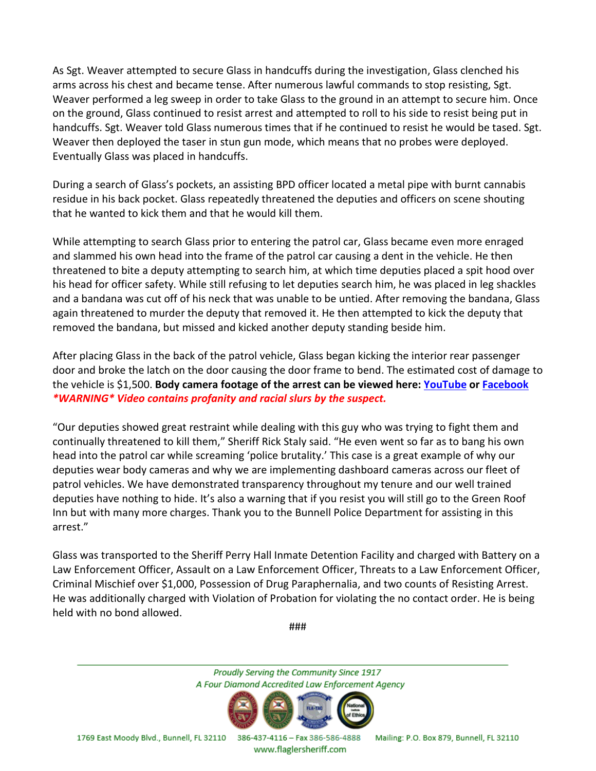As Sgt. Weaver attempted to secure Glass in handcuffs during the investigation, Glass clenched his arms across his chest and became tense. After numerous lawful commands to stop resisting, Sgt. Weaver performed a leg sweep in order to take Glass to the ground in an attempt to secure him. Once on the ground, Glass continued to resist arrest and attempted to roll to his side to resist being put in handcuffs. Sgt. Weaver told Glass numerous times that if he continued to resist he would be tased. Sgt. Weaver then deployed the taser in stun gun mode, which means that no probes were deployed. Eventually Glass was placed in handcuffs.

During a search of Glass's pockets, an assisting BPD officer located a metal pipe with burnt cannabis residue in his back pocket. Glass repeatedly threatened the deputies and officers on scene shouting that he wanted to kick them and that he would kill them.

While attempting to search Glass prior to entering the patrol car, Glass became even more enraged and slammed his own head into the frame of the patrol car causing a dent in the vehicle. He then threatened to bite a deputy attempting to search him, at which time deputies placed a spit hood over his head for officer safety. While still refusing to let deputies search him, he was placed in leg shackles and a bandana was cut off of his neck that was unable to be untied. After removing the bandana, Glass again threatened to murder the deputy that removed it. He then attempted to kick the deputy that removed the bandana, but missed and kicked another deputy standing beside him.

After placing Glass in the back of the patrol vehicle, Glass began kicking the interior rear passenger door and broke the latch on the door causing the door frame to bend. The estimated cost of damage to the vehicle is $1,500. **Body camera footage of the arrest can be viewed here: YouTube or Facebook** ***\*WARNING\* Video contains profanity and racial slurs by the suspect.***

"Our deputies showed great restraint while dealing with this guy who was trying to fight them and continually threatened to kill them," Sheriff Rick Staly said. "He even went so far as to bang his own head into the patrol car while screaming 'police brutality.' This case is a great example of why our deputies wear body cameras and why we are implementing dashboard cameras across our fleet of patrol vehicles. We have demonstrated transparency throughout my tenure and our well trained deputies have nothing to hide. It's also a warning that if you resist you will still go to the Green Roof Inn but with many more charges. Thank you to the Bunnell Police Department for assisting in this arrest."

Glass was transported to the Sheriff Perry Hall Inmate Detention Facility and charged with Battery on a Law Enforcement Officer, Assault on a Law Enforcement Officer, Threats to a Law Enforcement Officer, Criminal Mischief over $1,000, Possession of Drug Paraphernalia, and two counts of Resisting Arrest. He was additionally charged with Violation of Probation for violating the no contact order. He is being held with no bond allowed.

###